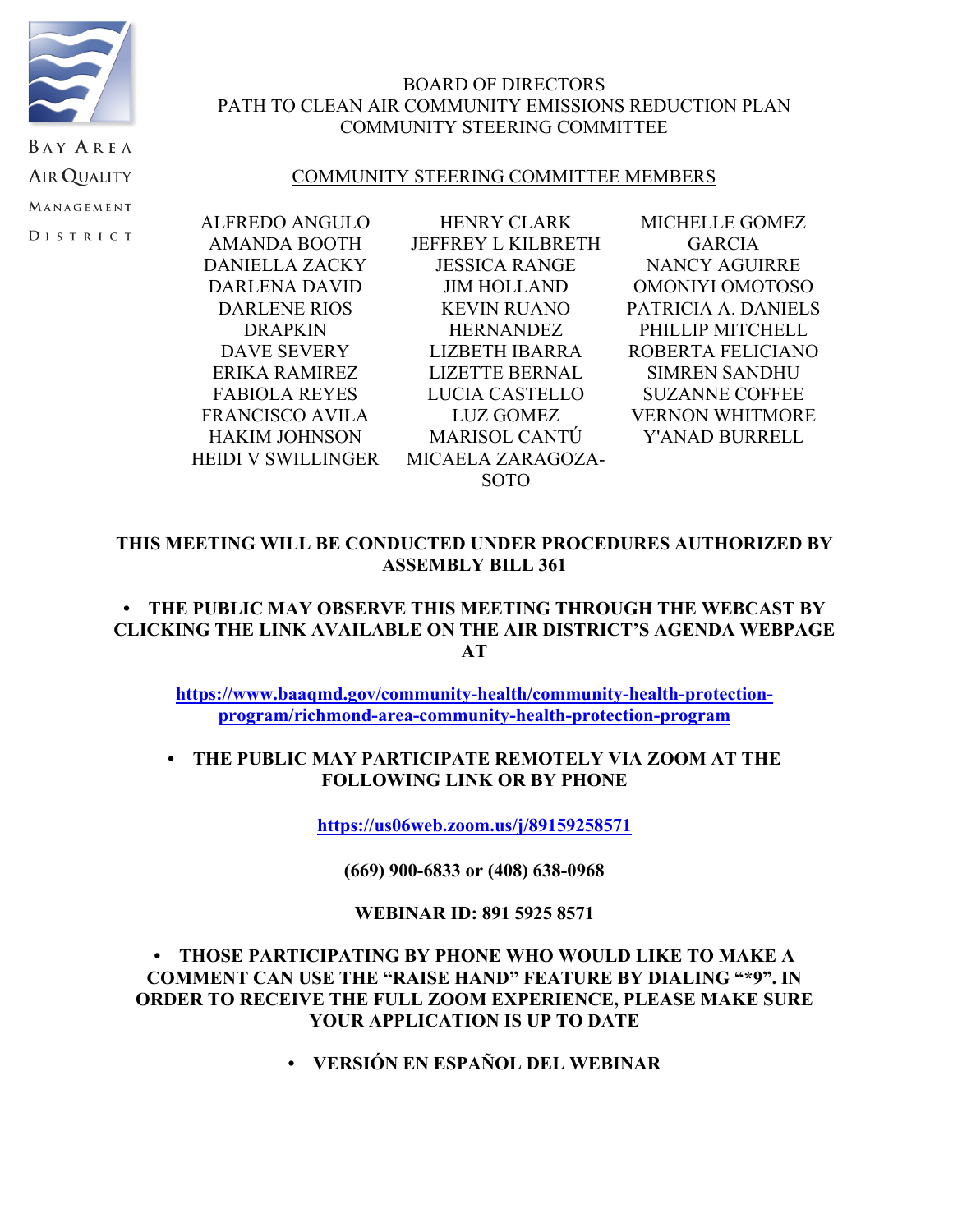BAY AREA AIR QUALITY MANAGEMENT DISTRICT

BOARD OF DIRECTORS
PATH TO CLEAN AIR COMMUNITY EMISSIONS REDUCTION PLAN
COMMUNITY STEERING COMMITTEE

COMMUNITY STEERING COMMITTEE MEMBERS

ALFREDO ANGULO
AMANDA BOOTH
DANIELLA ZACKY
DARLENA DAVID
DARLENE RIOS DRAPKIN
DAVE SEVERY
ERIKA RAMIREZ
FABIOLA REYES
FRANCISCO AVILA
HAKIM JOHNSON
HEIDI V SWILLINGER
HENRY CLARK
JEFFREY L KILBRETH
JESSICA RANGE
JIM HOLLAND
KEVIN RUANO HERNANDEZ
LIZBETH IBARRA
LIZETTE BERNAL
LUCIA CASTELLO
LUZ GOMEZ
MARISOL CANTÚ
MICAELA ZARAGOZA-SOTO
MICHELLE GOMEZ GARCIA
NANCY AGUIRRE
OMONIYI OMOTOSO
PATRICIA A. DANIELS
PHILLIP MITCHELL
ROBERTA FELICIANO
SIMREN SANDHU
SUZANNE COFFEE
VERNON WHITMORE
Y'ANAD BURRELL

**THIS MEETING WILL BE CONDUCTED UNDER PROCEDURES AUTHORIZED BY ASSEMBLY BILL 361**

- **THE PUBLIC MAY OBSERVE THIS MEETING THROUGH THE WEBCAST BY CLICKING THE LINK AVAILABLE ON THE AIR DISTRICT'S AGENDA WEBPAGE AT**

**https://www.baaqmd.gov/community-health/community-health-protection-program/richmond-area-community-health-protection-program**

- **THE PUBLIC MAY PARTICIPATE REMOTELY VIA ZOOM AT THE FOLLOWING LINK OR BY PHONE**

**https://us06web.zoom.us/j/89159258571**

**(669) 900-6833 or (408) 638-0968**

**WEBINAR ID: 891 5925 8571**

- **THOSE PARTICIPATING BY PHONE WHO WOULD LIKE TO MAKE A COMMENT CAN USE THE "RAISE HAND" FEATURE BY DIALING "*9". IN ORDER TO RECEIVE THE FULL ZOOM EXPERIENCE, PLEASE MAKE SURE YOUR APPLICATION IS UP TO DATE**

- **VERSIÓN EN ESPAÑOL DEL WEBINAR**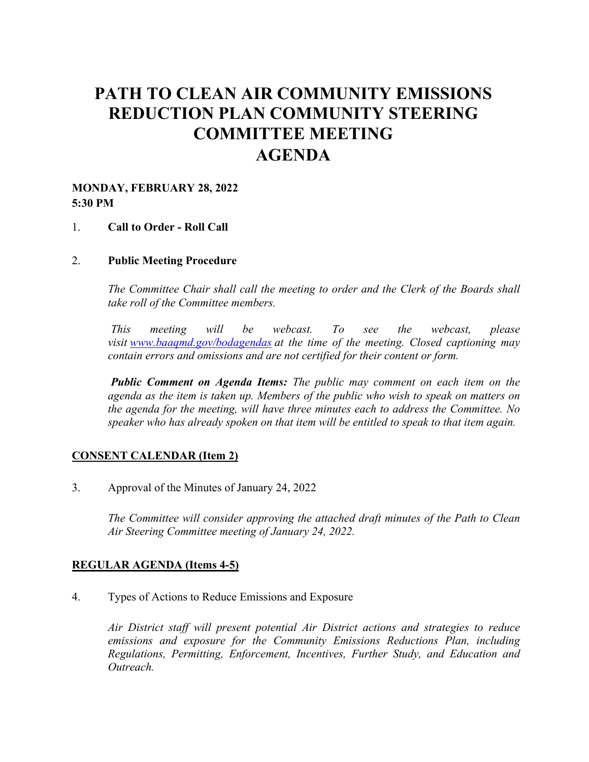# PATH TO CLEAN AIR COMMUNITY EMISSIONS REDUCTION PLAN COMMUNITY STEERING COMMITTEE MEETING AGENDA

**MONDAY, FEBRUARY 28, 2022**
**5:30 PM**

1. **Call to Order - Roll Call**

2. **Public Meeting Procedure**

   *The Committee Chair shall call the meeting to order and the Clerk of the Boards shall take roll of the Committee members.*

   *This meeting will be webcast. To see the webcast, please visit [www.baaqmd.gov/bodagendas](www.baaqmd.gov/bodagendas) at the time of the meeting. Closed captioning may contain errors and omissions and are not certified for their content or form.*

   ***Public Comment on Agenda Items:*** *The public may comment on each item on the agenda as the item is taken up. Members of the public who wish to speak on matters on the agenda for the meeting, will have three minutes each to address the Committee. No speaker who has already spoken on that item will be entitled to speak to that item again.*

**CONSENT CALENDAR (Item 2)**

3. Approval of the Minutes of January 24, 2022

   *The Committee will consider approving the attached draft minutes of the Path to Clean Air Steering Committee meeting of January 24, 2022.*

**REGULAR AGENDA (Items 4-5)**

4. Types of Actions to Reduce Emissions and Exposure

   *Air District staff will present potential Air District actions and strategies to reduce emissions and exposure for the Community Emissions Reductions Plan, including Regulations, Permitting, Enforcement, Incentives, Further Study, and Education and Outreach.*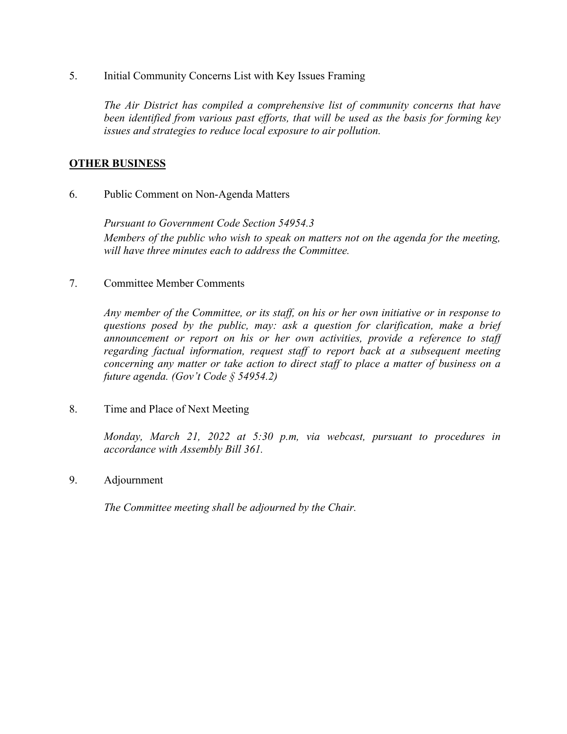5. Initial Community Concerns List with Key Issues Framing

   *The Air District has compiled a comprehensive list of community concerns that have been identified from various past efforts, that will be used as the basis for forming key issues and strategies to reduce local exposure to air pollution.*

## OTHER BUSINESS

6. Public Comment on Non-Agenda Matters

   *Pursuant to Government Code Section 54954.3*
   *Members of the public who wish to speak on matters not on the agenda for the meeting, will have three minutes each to address the Committee.*

7. Committee Member Comments

   *Any member of the Committee, or its staff, on his or her own initiative or in response to questions posed by the public, may: ask a question for clarification, make a brief announcement or report on his or her own activities, provide a reference to staff regarding factual information, request staff to report back at a subsequent meeting concerning any matter or take action to direct staff to place a matter of business on a future agenda. (Gov't Code § 54954.2)*

8. Time and Place of Next Meeting

   *Monday, March 21, 2022 at 5:30 p.m, via webcast, pursuant to procedures in accordance with Assembly Bill 361.*

9. Adjournment

   *The Committee meeting shall be adjourned by the Chair.*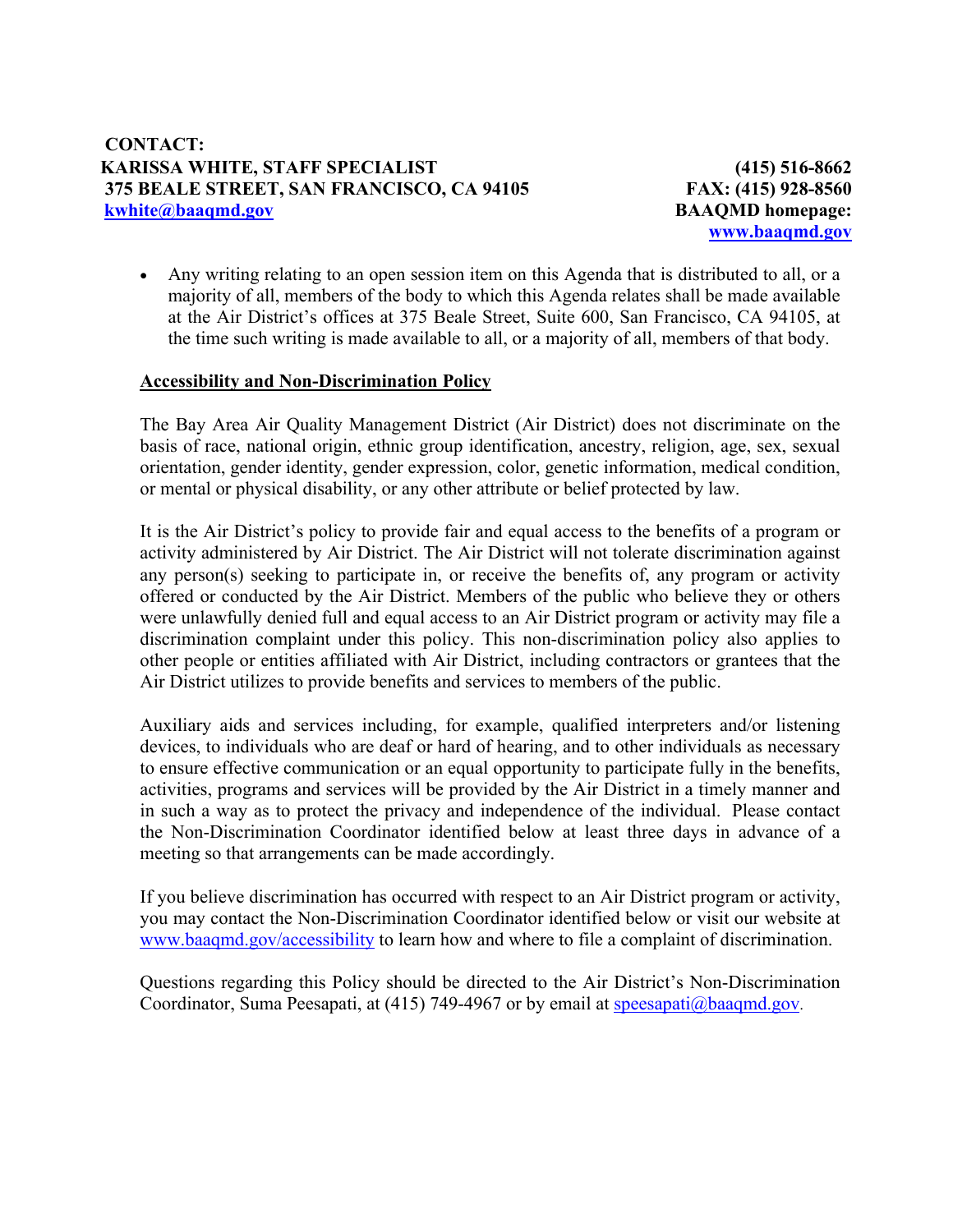**CONTACT:**
**KARISSA WHITE, STAFF SPECIALIST** **(415) 516-8662**
**375 BEALE STREET, SAN FRANCISCO, CA 94105** **FAX: (415) 928-8560**
**kwhite@baaqmd.gov** **BAAQMD homepage:**
**www.baaqmd.gov**

- Any writing relating to an open session item on this Agenda that is distributed to all, or a majority of all, members of the body to which this Agenda relates shall be made available at the Air District's offices at 375 Beale Street, Suite 600, San Francisco, CA 94105, at the time such writing is made available to all, or a majority of all, members of that body.

**Accessibility and Non-Discrimination Policy**

The Bay Area Air Quality Management District (Air District) does not discriminate on the basis of race, national origin, ethnic group identification, ancestry, religion, age, sex, sexual orientation, gender identity, gender expression, color, genetic information, medical condition, or mental or physical disability, or any other attribute or belief protected by law.

It is the Air District's policy to provide fair and equal access to the benefits of a program or activity administered by Air District. The Air District will not tolerate discrimination against any person(s) seeking to participate in, or receive the benefits of, any program or activity offered or conducted by the Air District. Members of the public who believe they or others were unlawfully denied full and equal access to an Air District program or activity may file a discrimination complaint under this policy. This non-discrimination policy also applies to other people or entities affiliated with Air District, including contractors or grantees that the Air District utilizes to provide benefits and services to members of the public.

Auxiliary aids and services including, for example, qualified interpreters and/or listening devices, to individuals who are deaf or hard of hearing, and to other individuals as necessary to ensure effective communication or an equal opportunity to participate fully in the benefits, activities, programs and services will be provided by the Air District in a timely manner and in such a way as to protect the privacy and independence of the individual. Please contact the Non-Discrimination Coordinator identified below at least three days in advance of a meeting so that arrangements can be made accordingly.

If you believe discrimination has occurred with respect to an Air District program or activity, you may contact the Non-Discrimination Coordinator identified below or visit our website at www.baaqmd.gov/accessibility to learn how and where to file a complaint of discrimination.

Questions regarding this Policy should be directed to the Air District's Non-Discrimination Coordinator, Suma Peesapati, at (415) 749-4967 or by email at speesapati@baaqmd.gov.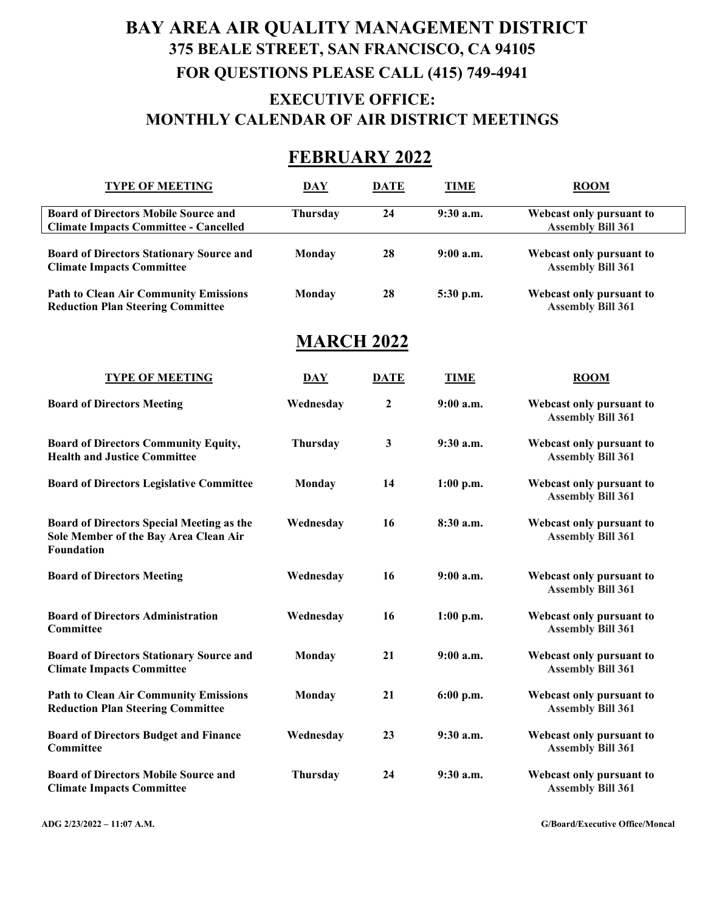# BAY AREA AIR QUALITY MANAGEMENT DISTRICT

## 375 BEALE STREET, SAN FRANCISCO, CA 94105

## FOR QUESTIONS PLEASE CALL (415) 749-4941

## EXECUTIVE OFFICE: MONTHLY CALENDAR OF AIR DISTRICT MEETINGS

## FEBRUARY 2022

| TYPE OF MEETING | DAY | DATE | TIME | ROOM |
|---|---|---|---|---|
| **Board of Directors Mobile Source and Climate Impacts Committee - Cancelled** | Thursday | 24 | 9:30 a.m. | Webcast only pursuant to Assembly Bill 361 |
| **Board of Directors Stationary Source and Climate Impacts Committee** | Monday | 28 | 9:00 a.m. | Webcast only pursuant to Assembly Bill 361 |
| **Path to Clean Air Community Emissions Reduction Plan Steering Committee** | Monday | 28 | 5:30 p.m. | Webcast only pursuant to Assembly Bill 361 |

## MARCH 2022

| TYPE OF MEETING | DAY | DATE | TIME | ROOM |
|---|---|---|---|---|
| **Board of Directors Meeting** | Wednesday | 2 | 9:00 a.m. | Webcast only pursuant to Assembly Bill 361 |
| **Board of Directors Community Equity, Health and Justice Committee** | Thursday | 3 | 9:30 a.m. | Webcast only pursuant to Assembly Bill 361 |
| **Board of Directors Legislative Committee** | Monday | 14 | 1:00 p.m. | Webcast only pursuant to Assembly Bill 361 |
| **Board of Directors Special Meeting as the Sole Member of the Bay Area Clean Air Foundation** | Wednesday | 16 | 8:30 a.m. | Webcast only pursuant to Assembly Bill 361 |
| **Board of Directors Meeting** | Wednesday | 16 | 9:00 a.m. | Webcast only pursuant to Assembly Bill 361 |
| **Board of Directors Administration Committee** | Wednesday | 16 | 1:00 p.m. | Webcast only pursuant to Assembly Bill 361 |
| **Board of Directors Stationary Source and Climate Impacts Committee** | Monday | 21 | 9:00 a.m. | Webcast only pursuant to Assembly Bill 361 |
| **Path to Clean Air Community Emissions Reduction Plan Steering Committee** | Monday | 21 | 6:00 p.m. | Webcast only pursuant to Assembly Bill 361 |
| **Board of Directors Budget and Finance Committee** | Wednesday | 23 | 9:30 a.m. | Webcast only pursuant to Assembly Bill 361 |
| **Board of Directors Mobile Source and Climate Impacts Committee** | Thursday | 24 | 9:30 a.m. | Webcast only pursuant to Assembly Bill 361 |

ADG 2/23/2022 – 11:07 A.M. G/Board/Executive Office/Moncal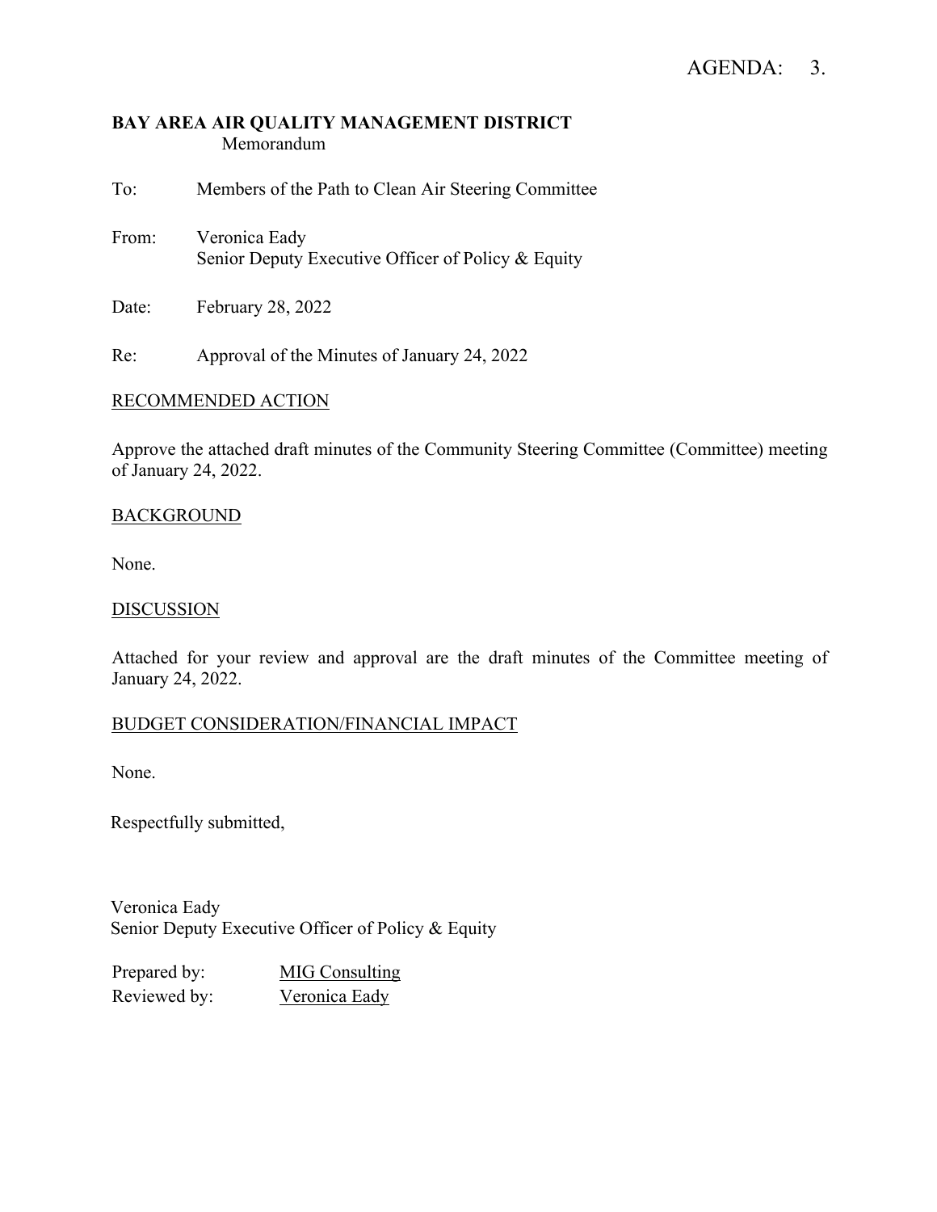AGENDA: 3.

**BAY AREA AIR QUALITY MANAGEMENT DISTRICT**
Memorandum

To: Members of the Path to Clean Air Steering Committee

From: Veronica Eady
Senior Deputy Executive Officer of Policy & Equity

Date: February 28, 2022

Re: Approval of the Minutes of January 24, 2022

RECOMMENDED ACTION

Approve the attached draft minutes of the Community Steering Committee (Committee) meeting of January 24, 2022.

BACKGROUND

None.

DISCUSSION

Attached for your review and approval are the draft minutes of the Committee meeting of January 24, 2022.

BUDGET CONSIDERATION/FINANCIAL IMPACT

None.

Respectfully submitted,

Veronica Eady
Senior Deputy Executive Officer of Policy & Equity

Prepared by: MIG Consulting
Reviewed by: Veronica Eady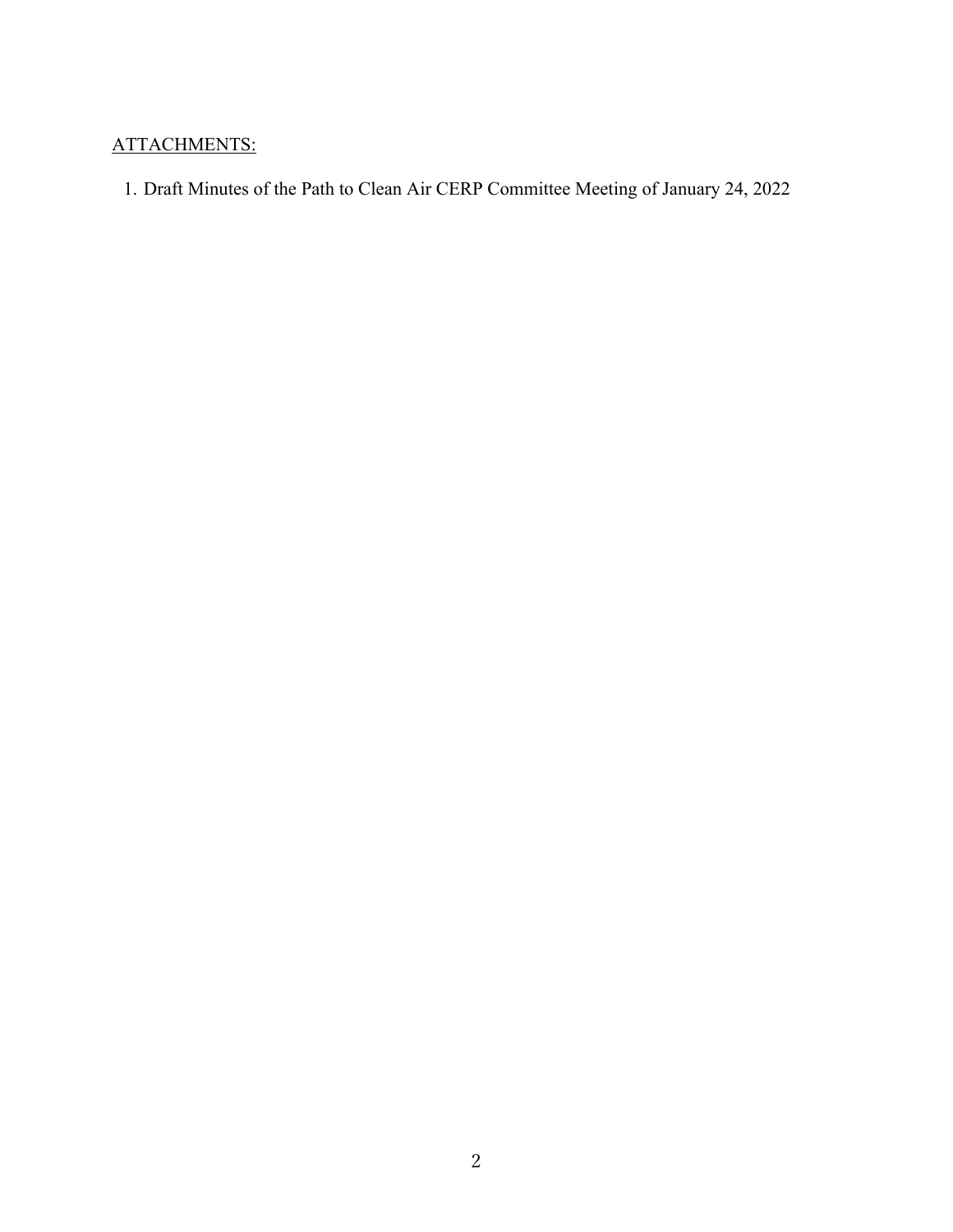ATTACHMENTS:

1. Draft Minutes of the Path to Clean Air CERP Committee Meeting of January 24, 2022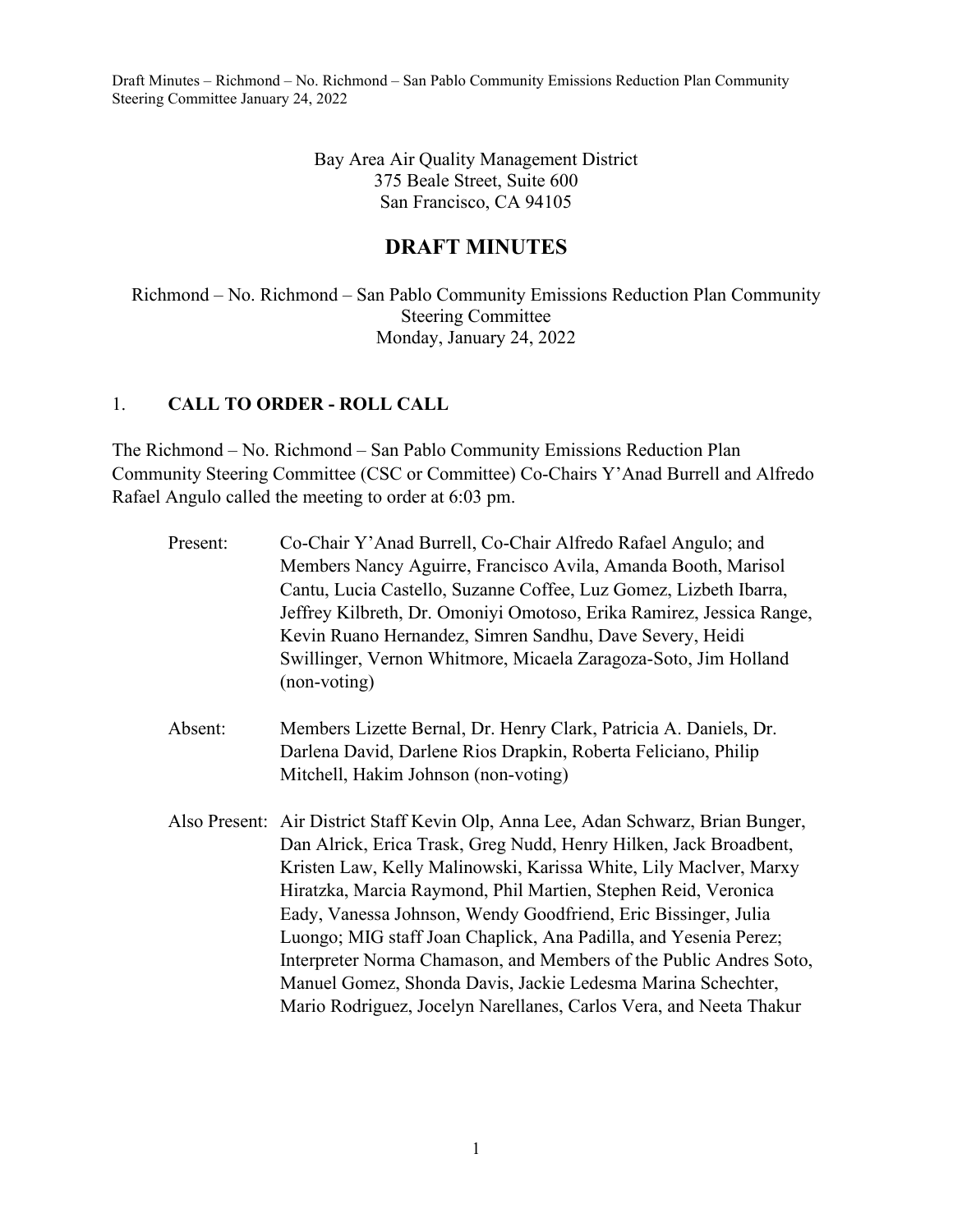Bay Area Air Quality Management District
375 Beale Street, Suite 600
San Francisco, CA 94105

# DRAFT MINUTES

Richmond – No. Richmond – San Pablo Community Emissions Reduction Plan Community Steering Committee
Monday, January 24, 2022

## 1. CALL TO ORDER - ROLL CALL

The Richmond – No. Richmond – San Pablo Community Emissions Reduction Plan Community Steering Committee (CSC or Committee) Co-Chairs Y'Anad Burrell and Alfredo Rafael Angulo called the meeting to order at 6:03 pm.

Present: Co-Chair Y'Anad Burrell, Co-Chair Alfredo Rafael Angulo; and Members Nancy Aguirre, Francisco Avila, Amanda Booth, Marisol Cantu, Lucia Castello, Suzanne Coffee, Luz Gomez, Lizbeth Ibarra, Jeffrey Kilbreth, Dr. Omoniyi Omotoso, Erika Ramirez, Jessica Range, Kevin Ruano Hernandez, Simren Sandhu, Dave Severy, Heidi Swillinger, Vernon Whitmore, Micaela Zaragoza-Soto, Jim Holland (non-voting)

Absent: Members Lizette Bernal, Dr. Henry Clark, Patricia A. Daniels, Dr. Darlena David, Darlene Rios Drapkin, Roberta Feliciano, Philip Mitchell, Hakim Johnson (non-voting)

Also Present: Air District Staff Kevin Olp, Anna Lee, Adan Schwarz, Brian Bunger, Dan Alrick, Erica Trask, Greg Nudd, Henry Hilken, Jack Broadbent, Kristen Law, Kelly Malinowski, Karissa White, Lily MacIver, Marxy Hiratzka, Marcia Raymond, Phil Martien, Stephen Reid, Veronica Eady, Vanessa Johnson, Wendy Goodfriend, Eric Bissinger, Julia Luongo; MIG staff Joan Chaplick, Ana Padilla, and Yesenia Perez; Interpreter Norma Chamason, and Members of the Public Andres Soto, Manuel Gomez, Shonda Davis, Jackie Ledesma Marina Schechter, Mario Rodriguez, Jocelyn Narellanes, Carlos Vera, and Neeta Thakur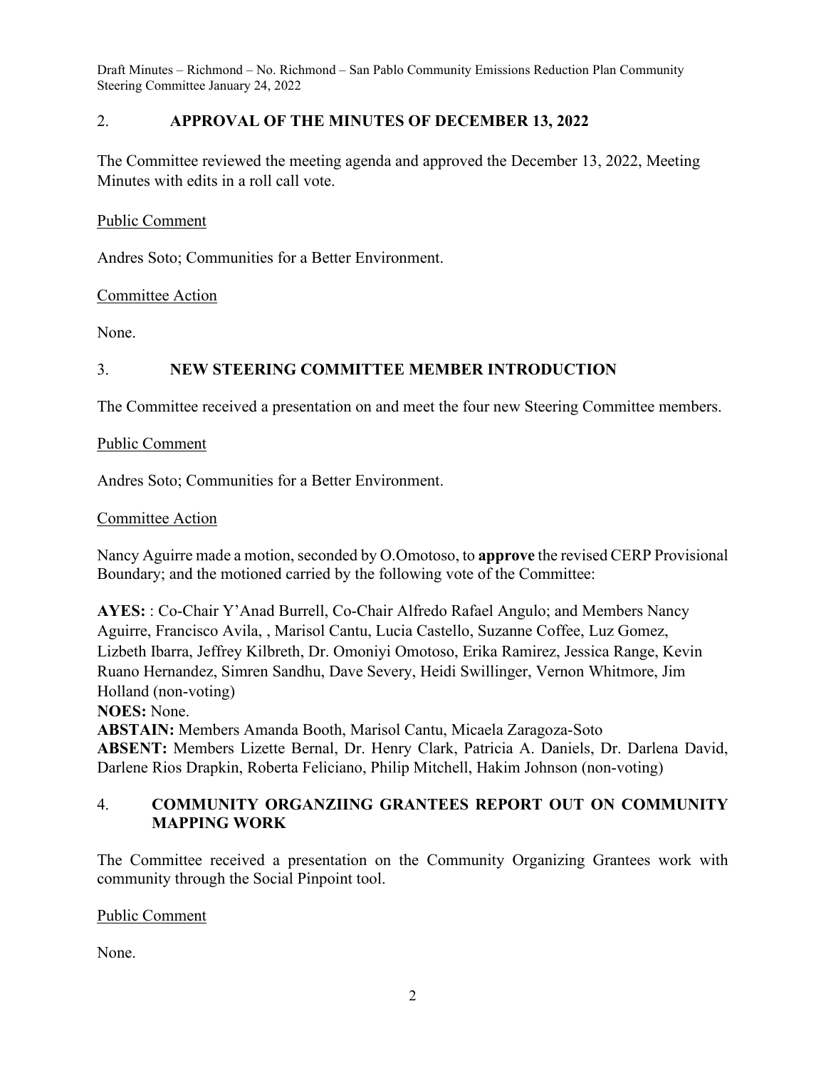## 2. APPROVAL OF THE MINUTES OF DECEMBER 13, 2022

The Committee reviewed the meeting agenda and approved the December 13, 2022, Meeting Minutes with edits in a roll call vote.

Public Comment

Andres Soto; Communities for a Better Environment.

Committee Action

None.

## 3. NEW STEERING COMMITTEE MEMBER INTRODUCTION

The Committee received a presentation on and meet the four new Steering Committee members.

Public Comment

Andres Soto; Communities for a Better Environment.

Committee Action

Nancy Aguirre made a motion, seconded by O.Omotoso, to **approve** the revised CERP Provisional Boundary; and the motioned carried by the following vote of the Committee:

**AYES:** : Co-Chair Y'Anad Burrell, Co-Chair Alfredo Rafael Angulo; and Members Nancy Aguirre, Francisco Avila, , Marisol Cantu, Lucia Castello, Suzanne Coffee, Luz Gomez, Lizbeth Ibarra, Jeffrey Kilbreth, Dr. Omoniyi Omotoso, Erika Ramirez, Jessica Range, Kevin Ruano Hernandez, Simren Sandhu, Dave Severy, Heidi Swillinger, Vernon Whitmore, Jim Holland (non-voting)
**NOES:** None.
**ABSTAIN:** Members Amanda Booth, Marisol Cantu, Micaela Zaragoza-Soto
**ABSENT:** Members Lizette Bernal, Dr. Henry Clark, Patricia A. Daniels, Dr. Darlena David, Darlene Rios Drapkin, Roberta Feliciano, Philip Mitchell, Hakim Johnson (non-voting)

## 4. COMMUNITY ORGANZIING GRANTEES REPORT OUT ON COMMUNITY MAPPING WORK

The Committee received a presentation on the Community Organizing Grantees work with community through the Social Pinpoint tool.

Public Comment

None.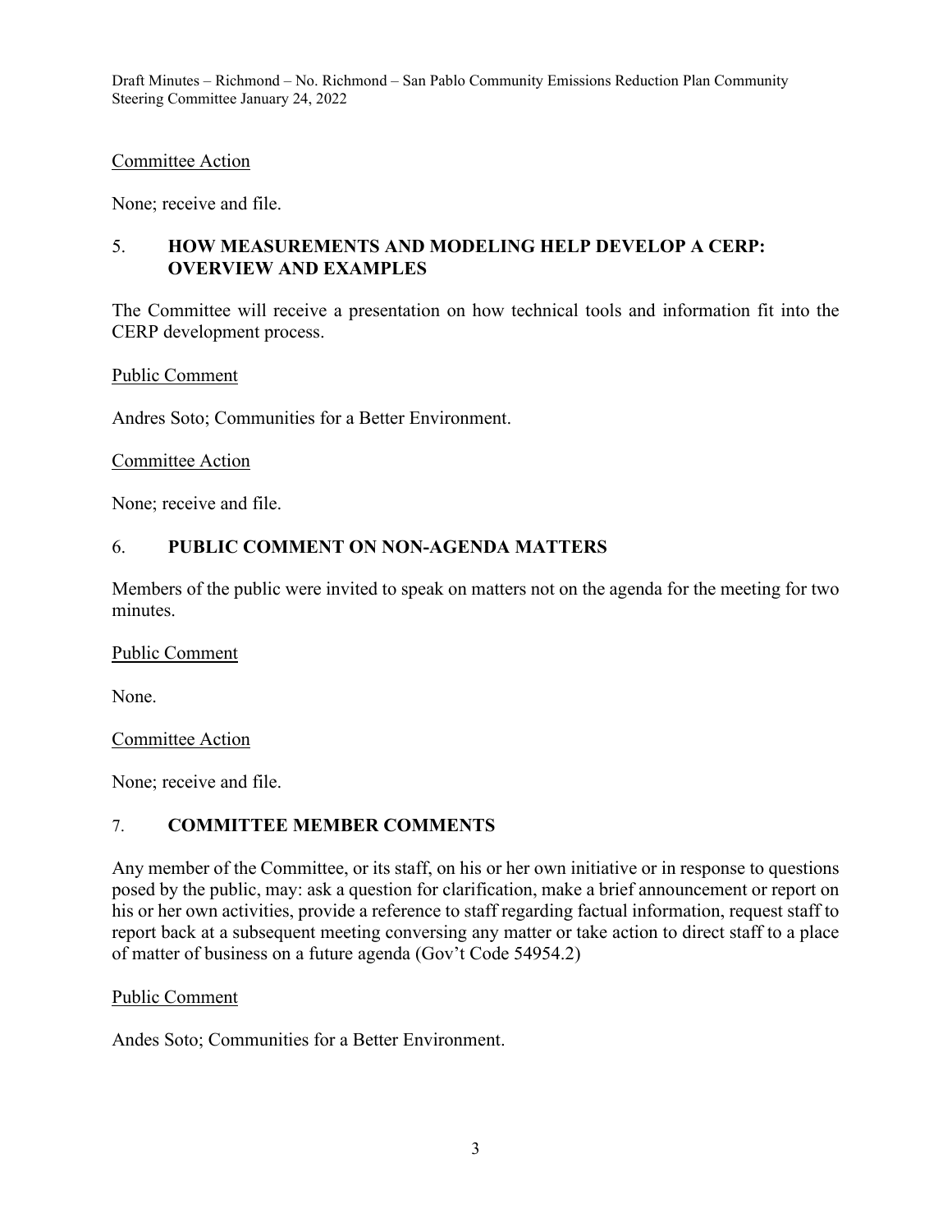Committee Action

None; receive and file.

## 5. HOW MEASUREMENTS AND MODELING HELP DEVELOP A CERP: OVERVIEW AND EXAMPLES

The Committee will receive a presentation on how technical tools and information fit into the CERP development process.

Public Comment

Andres Soto; Communities for a Better Environment.

Committee Action

None; receive and file.

## 6. PUBLIC COMMENT ON NON-AGENDA MATTERS

Members of the public were invited to speak on matters not on the agenda for the meeting for two minutes.

Public Comment

None.

Committee Action

None; receive and file.

## 7. COMMITTEE MEMBER COMMENTS

Any member of the Committee, or its staff, on his or her own initiative or in response to questions posed by the public, may: ask a question for clarification, make a brief announcement or report on his or her own activities, provide a reference to staff regarding factual information, request staff to report back at a subsequent meeting conversing any matter or take action to direct staff to a place of matter of business on a future agenda (Gov't Code 54954.2)

Public Comment

Andes Soto; Communities for a Better Environment.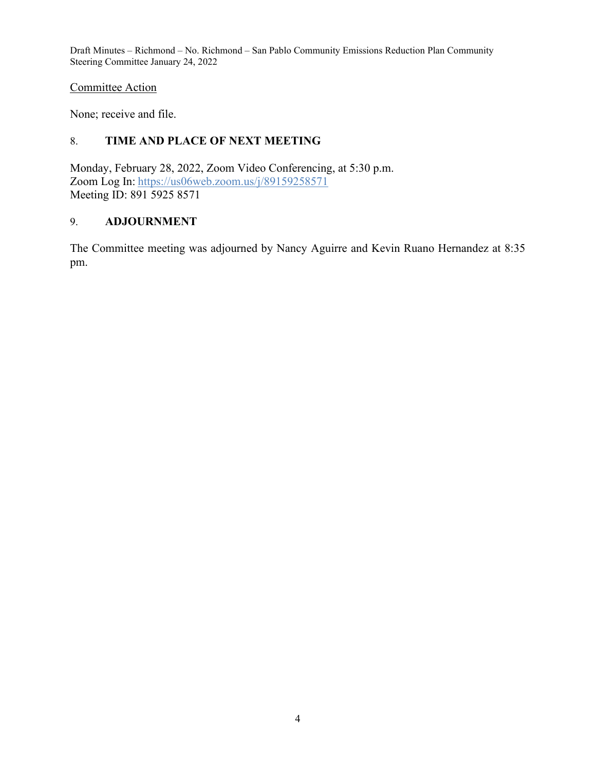Committee Action

None; receive and file.

## 8. TIME AND PLACE OF NEXT MEETING

Monday, February 28, 2022, Zoom Video Conferencing, at 5:30 p.m.
Zoom Log In: https://us06web.zoom.us/j/89159258571
Meeting ID: 891 5925 8571

## 9. ADJOURNMENT

The Committee meeting was adjourned by Nancy Aguirre and Kevin Ruano Hernandez at 8:35 pm.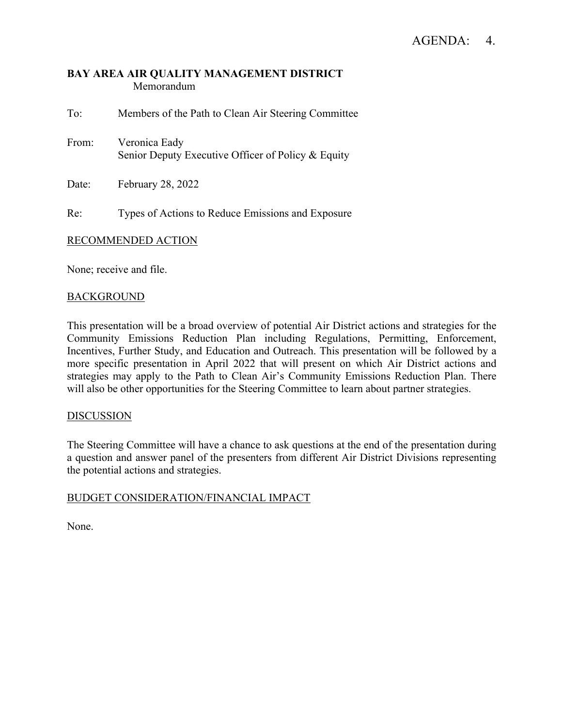AGENDA: 4.

**BAY AREA AIR QUALITY MANAGEMENT DISTRICT**
Memorandum

To: Members of the Path to Clean Air Steering Committee

From: Veronica Eady
Senior Deputy Executive Officer of Policy & Equity

Date: February 28, 2022

Re: Types of Actions to Reduce Emissions and Exposure

## RECOMMENDED ACTION

None; receive and file.

## BACKGROUND

This presentation will be a broad overview of potential Air District actions and strategies for the Community Emissions Reduction Plan including Regulations, Permitting, Enforcement, Incentives, Further Study, and Education and Outreach. This presentation will be followed by a more specific presentation in April 2022 that will present on which Air District actions and strategies may apply to the Path to Clean Air's Community Emissions Reduction Plan. There will also be other opportunities for the Steering Committee to learn about partner strategies.

## DISCUSSION

The Steering Committee will have a chance to ask questions at the end of the presentation during a question and answer panel of the presenters from different Air District Divisions representing the potential actions and strategies.

## BUDGET CONSIDERATION/FINANCIAL IMPACT

None.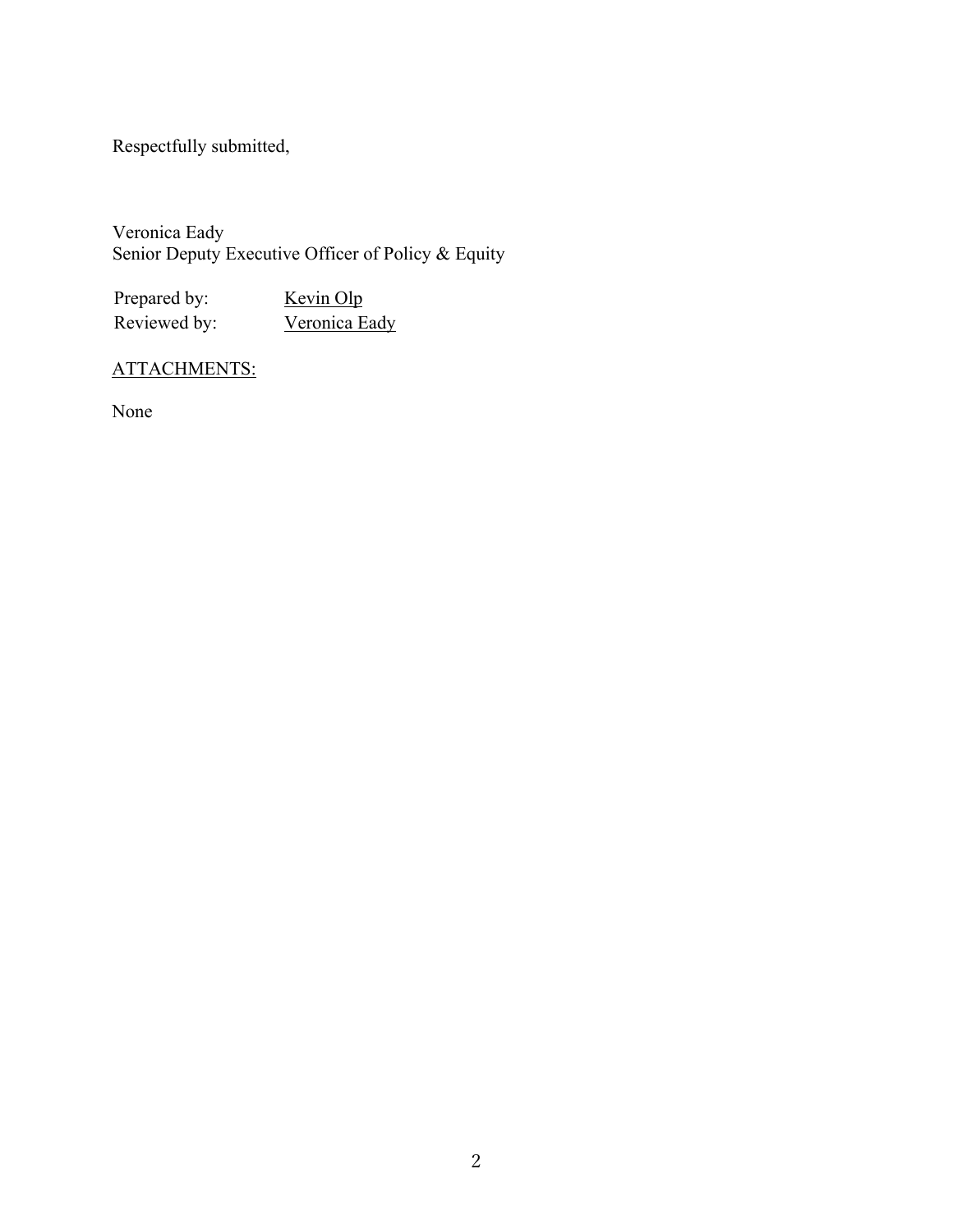Respectfully submitted,

Veronica Eady
Senior Deputy Executive Officer of Policy & Equity

| Prepared by: | Kevin Olp |
|---|---|
| Reviewed by: | Veronica Eady |

ATTACHMENTS:

None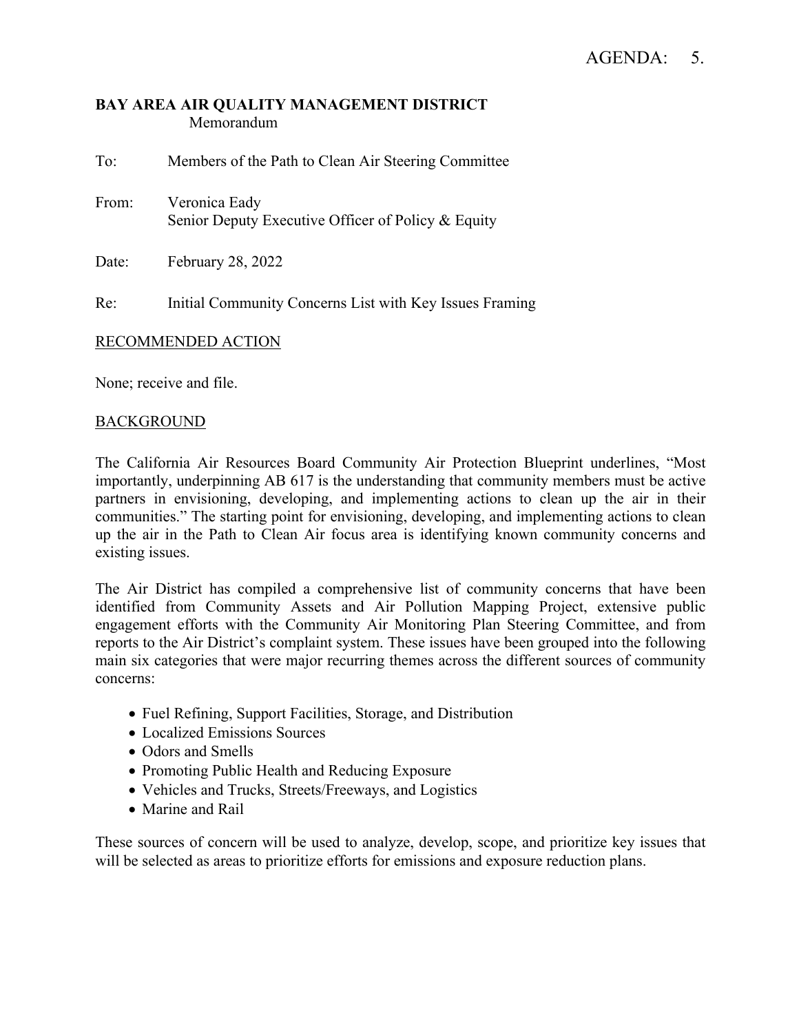AGENDA: 5.

**BAY AREA AIR QUALITY MANAGEMENT DISTRICT**
Memorandum

To: Members of the Path to Clean Air Steering Committee

From: Veronica Eady
Senior Deputy Executive Officer of Policy & Equity

Date: February 28, 2022

Re: Initial Community Concerns List with Key Issues Framing

## RECOMMENDED ACTION

None; receive and file.

## BACKGROUND

The California Air Resources Board Community Air Protection Blueprint underlines, "Most importantly, underpinning AB 617 is the understanding that community members must be active partners in envisioning, developing, and implementing actions to clean up the air in their communities." The starting point for envisioning, developing, and implementing actions to clean up the air in the Path to Clean Air focus area is identifying known community concerns and existing issues.

The Air District has compiled a comprehensive list of community concerns that have been identified from Community Assets and Air Pollution Mapping Project, extensive public engagement efforts with the Community Air Monitoring Plan Steering Committee, and from reports to the Air District's complaint system. These issues have been grouped into the following main six categories that were major recurring themes across the different sources of community concerns:

- Fuel Refining, Support Facilities, Storage, and Distribution
- Localized Emissions Sources
- Odors and Smells
- Promoting Public Health and Reducing Exposure
- Vehicles and Trucks, Streets/Freeways, and Logistics
- Marine and Rail

These sources of concern will be used to analyze, develop, scope, and prioritize key issues that will be selected as areas to prioritize efforts for emissions and exposure reduction plans.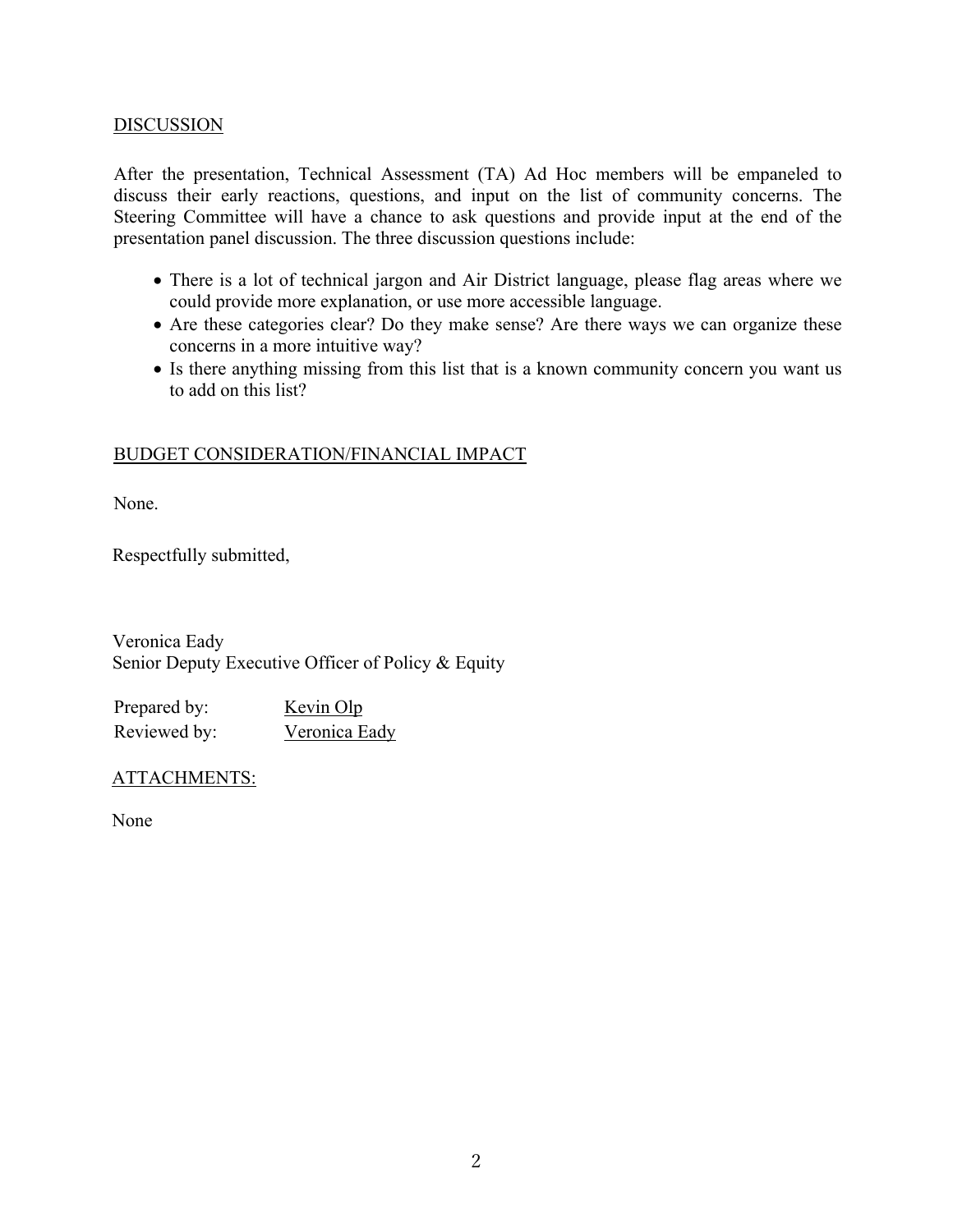## DISCUSSION

After the presentation, Technical Assessment (TA) Ad Hoc members will be empaneled to discuss their early reactions, questions, and input on the list of community concerns. The Steering Committee will have a chance to ask questions and provide input at the end of the presentation panel discussion. The three discussion questions include:

- There is a lot of technical jargon and Air District language, please flag areas where we could provide more explanation, or use more accessible language.
- Are these categories clear? Do they make sense? Are there ways we can organize these concerns in a more intuitive way?
- Is there anything missing from this list that is a known community concern you want us to add on this list?

## BUDGET CONSIDERATION/FINANCIAL IMPACT

None.

Respectfully submitted,

Veronica Eady
Senior Deputy Executive Officer of Policy & Equity

| | |
|---|---|
| Prepared by: | Kevin Olp |
| Reviewed by: | Veronica Eady |

## ATTACHMENTS:

None